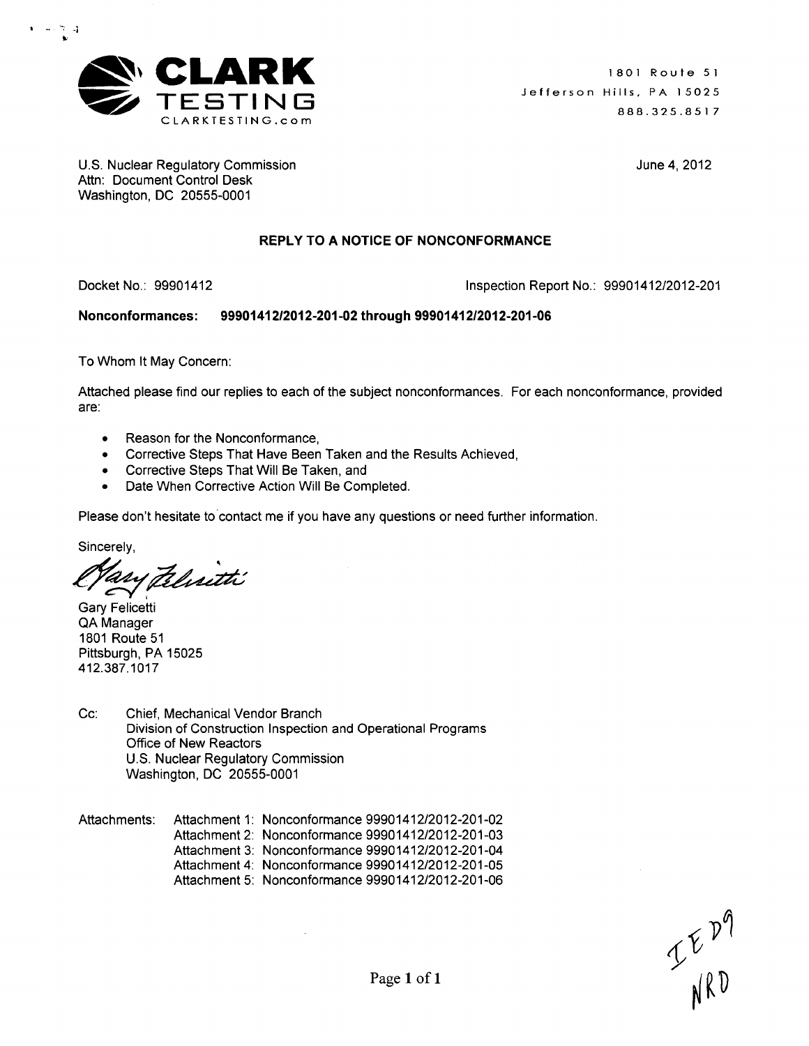**CLARK TESTING**
CLARKTESTING.com

1801 Route 51
Jefferson Hills, PA 15025
888.325.8517

U.S. Nuclear Regulatory Commission
Attn: Document Control Desk
Washington, DC 20555-0001

June 4, 2012

**REPLY TO A NOTICE OF NONCONFORMANCE**

Docket No.: 99901412

Inspection Report No.: 99901412/2012-201

**Nonconformances: 99901412/2012-201-02 through 99901412/2012-201-06**

To Whom It May Concern:

Attached please find our replies to each of the subject nonconformances. For each nonconformance, provided are:

- Reason for the Nonconformance,
- Corrective Steps That Have Been Taken and the Results Achieved,
- Corrective Steps That Will Be Taken, and
- Date When Corrective Action Will Be Completed.

Please don't hesitate to contact me if you have any questions or need further information.

Sincerely,

Gary Felicetti
QA Manager
1801 Route 51
Pittsburgh, PA 15025
412.387.1017

Cc: Chief, Mechanical Vendor Branch
Division of Construction Inspection and Operational Programs
Office of New Reactors
U.S. Nuclear Regulatory Commission
Washington, DC 20555-0001

Attachments:
Attachment 1: Nonconformance 99901412/2012-201-02
Attachment 2: Nonconformance 99901412/2012-201-03
Attachment 3: Nonconformance 99901412/2012-201-04
Attachment 4: Nonconformance 99901412/2012-201-05
Attachment 5: Nonconformance 99901412/2012-201-06

IE09
NRO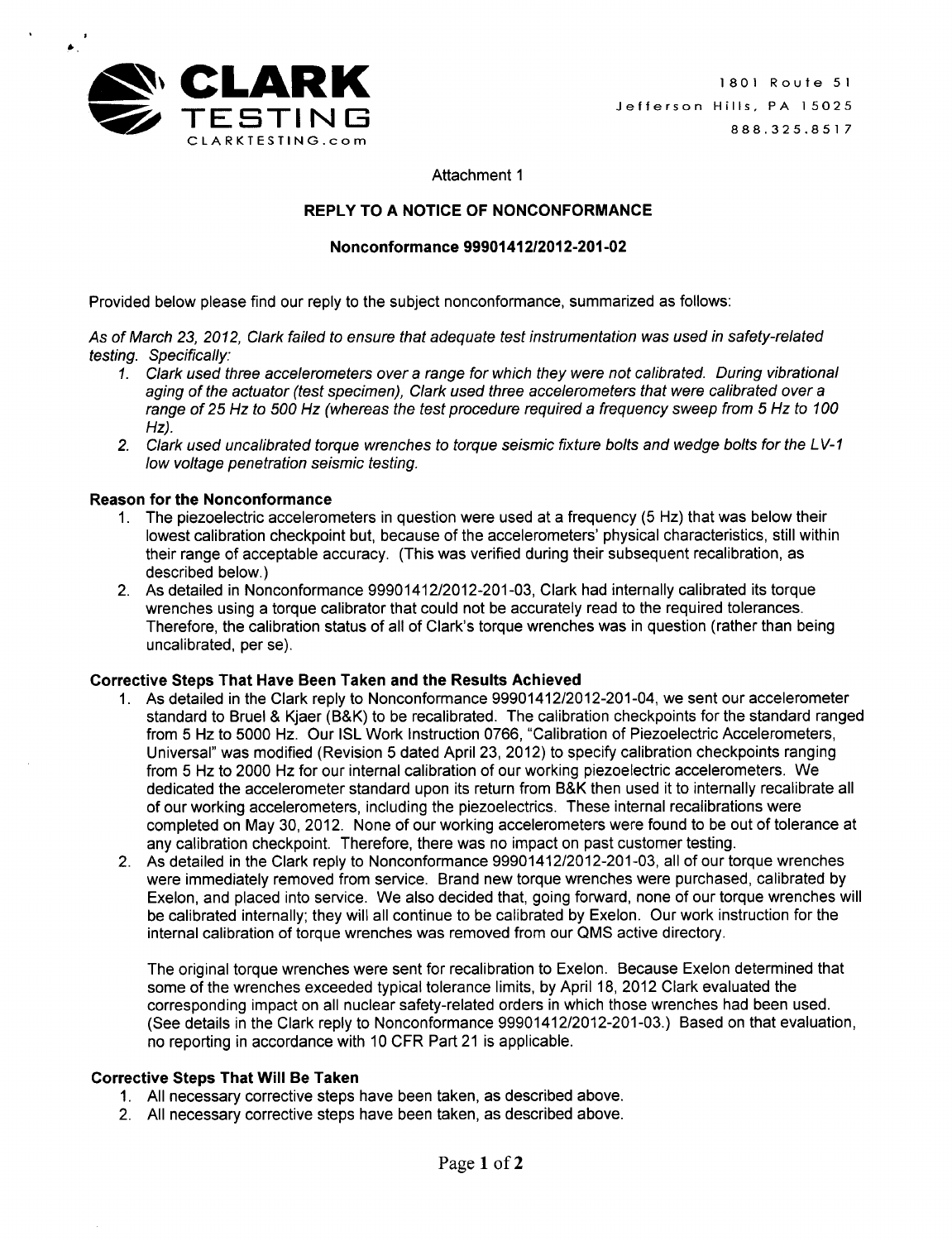CLARK TESTING
CLARKTESTING.com

1801 Route 51
Jefferson Hills, PA 15025
888.325.8517

Attachment 1

## REPLY TO A NOTICE OF NONCONFORMANCE

### Nonconformance 99901412/2012-201-02

Provided below please find our reply to the subject nonconformance, summarized as follows:

*As of March 23, 2012, Clark failed to ensure that adequate test instrumentation was used in safety-related testing. Specifically:*

1. *Clark used three accelerometers over a range for which they were not calibrated. During vibrational aging of the actuator (test specimen), Clark used three accelerometers that were calibrated over a range of 25 Hz to 500 Hz (whereas the test procedure required a frequency sweep from 5 Hz to 100 Hz).*
2. *Clark used uncalibrated torque wrenches to torque seismic fixture bolts and wedge bolts for the LV-1 low voltage penetration seismic testing.*

**Reason for the Nonconformance**

1. The piezoelectric accelerometers in question were used at a frequency (5 Hz) that was below their lowest calibration checkpoint but, because of the accelerometers' physical characteristics, still within their range of acceptable accuracy. (This was verified during their subsequent recalibration, as described below.)
2. As detailed in Nonconformance 99901412/2012-201-03, Clark had internally calibrated its torque wrenches using a torque calibrator that could not be accurately read to the required tolerances. Therefore, the calibration status of all of Clark's torque wrenches was in question (rather than being uncalibrated, per se).

**Corrective Steps That Have Been Taken and the Results Achieved**

1. As detailed in the Clark reply to Nonconformance 99901412/2012-201-04, we sent our accelerometer standard to Bruel & Kjaer (B&K) to be recalibrated. The calibration checkpoints for the standard ranged from 5 Hz to 5000 Hz. Our ISL Work Instruction 0766, "Calibration of Piezoelectric Accelerometers, Universal" was modified (Revision 5 dated April 23, 2012) to specify calibration checkpoints ranging from 5 Hz to 2000 Hz for our internal calibration of our working piezoelectric accelerometers. We dedicated the accelerometer standard upon its return from B&K then used it to internally recalibrate all of our working accelerometers, including the piezoelectrics. These internal recalibrations were completed on May 30, 2012. None of our working accelerometers were found to be out of tolerance at any calibration checkpoint. Therefore, there was no impact on past customer testing.
2. As detailed in the Clark reply to Nonconformance 99901412/2012-201-03, all of our torque wrenches were immediately removed from service. Brand new torque wrenches were purchased, calibrated by Exelon, and placed into service. We also decided that, going forward, none of our torque wrenches will be calibrated internally; they will all continue to be calibrated by Exelon. Our work instruction for the internal calibration of torque wrenches was removed from our QMS active directory.

   The original torque wrenches were sent for recalibration to Exelon. Because Exelon determined that some of the wrenches exceeded typical tolerance limits, by April 18, 2012 Clark evaluated the corresponding impact on all nuclear safety-related orders in which those wrenches had been used. (See details in the Clark reply to Nonconformance 99901412/2012-201-03.) Based on that evaluation, no reporting in accordance with 10 CFR Part 21 is applicable.

**Corrective Steps That Will Be Taken**

1. All necessary corrective steps have been taken, as described above.
2. All necessary corrective steps have been taken, as described above.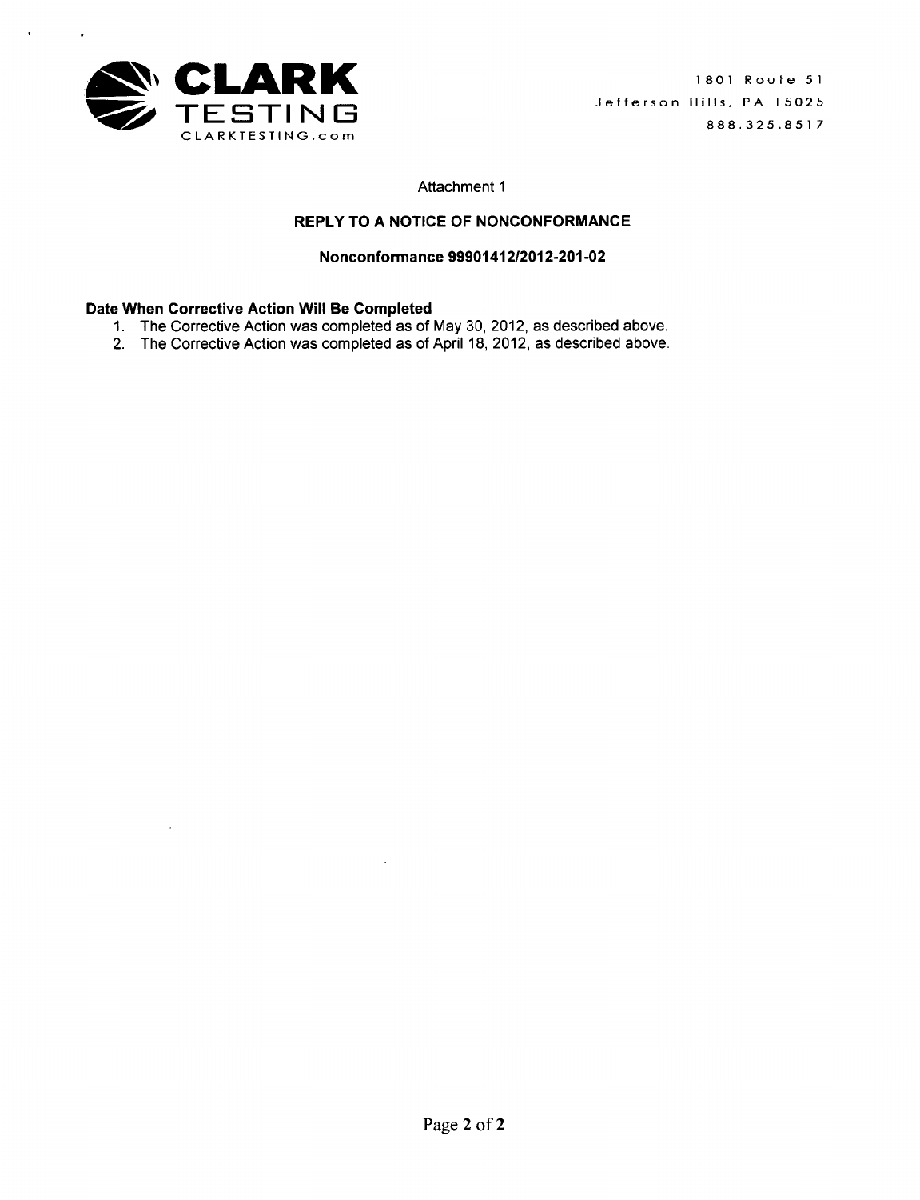**CLARK TESTING**
CLARKTESTING.com

1801 Route 51
Jefferson Hills, PA 15025
888.325.8517

Attachment 1

**REPLY TO A NOTICE OF NONCONFORMANCE**

**Nonconformance 99901412/2012-201-02**

**Date When Corrective Action Will Be Completed**

1. The Corrective Action was completed as of May 30, 2012, as described above.
2. The Corrective Action was completed as of April 18, 2012, as described above.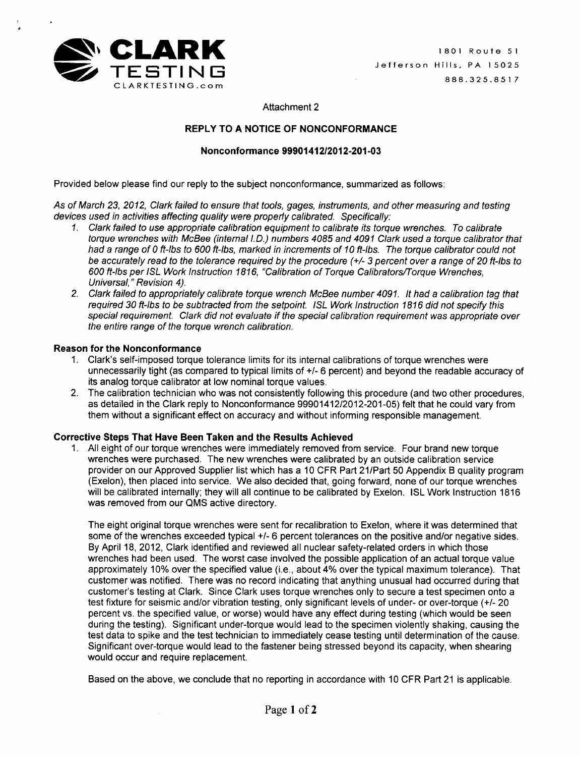CLARK TESTING
CLARKTESTING.com

1801 Route 51
Jefferson Hills, PA 15025
888.325.8517

Attachment 2

## REPLY TO A NOTICE OF NONCONFORMANCE

### Nonconformance 99901412/2012-201-03

Provided below please find our reply to the subject nonconformance, summarized as follows:

*As of March 23, 2012, Clark failed to ensure that tools, gages, instruments, and other measuring and testing devices used in activities affecting quality were properly calibrated. Specifically:*

1. *Clark failed to use appropriate calibration equipment to calibrate its torque wrenches. To calibrate torque wrenches with McBee (internal I.D.) numbers 4085 and 4091 Clark used a torque calibrator that had a range of 0 ft-lbs to 600 ft-lbs, marked in increments of 10 ft-lbs. The torque calibrator could not be accurately read to the tolerance required by the procedure (+/- 3 percent over a range of 20 ft-lbs to 600 ft-lbs per ISL Work Instruction 1816, "Calibration of Torque Calibrators/Torque Wrenches, Universal," Revision 4).*
2. *Clark failed to appropriately calibrate torque wrench McBee number 4091. It had a calibration tag that required 30 ft-lbs to be subtracted from the setpoint. ISL Work Instruction 1816 did not specify this special requirement. Clark did not evaluate if the special calibration requirement was appropriate over the entire range of the torque wrench calibration.*

**Reason for the Nonconformance**

1. Clark's self-imposed torque tolerance limits for its internal calibrations of torque wrenches were unnecessarily tight (as compared to typical limits of +/- 6 percent) and beyond the readable accuracy of its analog torque calibrator at low nominal torque values.
2. The calibration technician who was not consistently following this procedure (and two other procedures, as detailed in the Clark reply to Nonconformance 99901412/2012-201-05) felt that he could vary from them without a significant effect on accuracy and without informing responsible management.

**Corrective Steps That Have Been Taken and the Results Achieved**

1. All eight of our torque wrenches were immediately removed from service. Four brand new torque wrenches were purchased. The new wrenches were calibrated by an outside calibration service provider on our Approved Supplier list which has a 10 CFR Part 21/Part 50 Appendix B quality program (Exelon), then placed into service. We also decided that, going forward, none of our torque wrenches will be calibrated internally; they will all continue to be calibrated by Exelon. ISL Work Instruction 1816 was removed from our QMS active directory.

   The eight original torque wrenches were sent for recalibration to Exelon, where it was determined that some of the wrenches exceeded typical +/- 6 percent tolerances on the positive and/or negative sides. By April 18, 2012, Clark identified and reviewed all nuclear safety-related orders in which those wrenches had been used. The worst case involved the possible application of an actual torque value approximately 10% over the specified value (i.e., about 4% over the typical maximum tolerance). That customer was notified. There was no record indicating that anything unusual had occurred during that customer's testing at Clark. Since Clark uses torque wrenches only to secure a test specimen onto a test fixture for seismic and/or vibration testing, only significant levels of under- or over-torque (+/- 20 percent vs. the specified value, or worse) would have any effect during testing (which would be seen during the testing). Significant under-torque would lead to the specimen violently shaking, causing the test data to spike and the test technician to immediately cease testing until determination of the cause. Significant over-torque would lead to the fastener being stressed beyond its capacity, when shearing would occur and require replacement.

   Based on the above, we conclude that no reporting in accordance with 10 CFR Part 21 is applicable.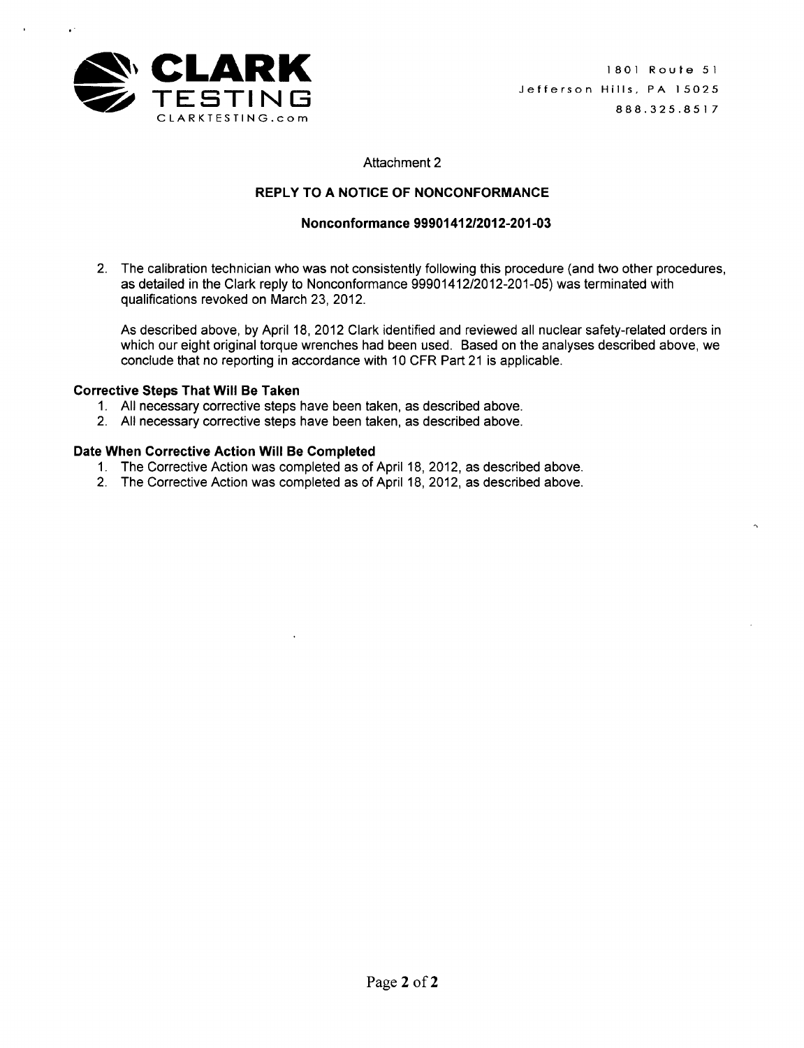Attachment 2

**REPLY TO A NOTICE OF NONCONFORMANCE**

**Nonconformance 99901412/2012-201-03**

2. The calibration technician who was not consistently following this procedure (and two other procedures, as detailed in the Clark reply to Nonconformance 99901412/2012-201-05) was terminated with qualifications revoked on March 23, 2012.

   As described above, by April 18, 2012 Clark identified and reviewed all nuclear safety-related orders in which our eight original torque wrenches had been used. Based on the analyses described above, we conclude that no reporting in accordance with 10 CFR Part 21 is applicable.

**Corrective Steps That Will Be Taken**

1. All necessary corrective steps have been taken, as described above.
2. All necessary corrective steps have been taken, as described above.

**Date When Corrective Action Will Be Completed**

1. The Corrective Action was completed as of April 18, 2012, as described above.
2. The Corrective Action was completed as of April 18, 2012, as described above.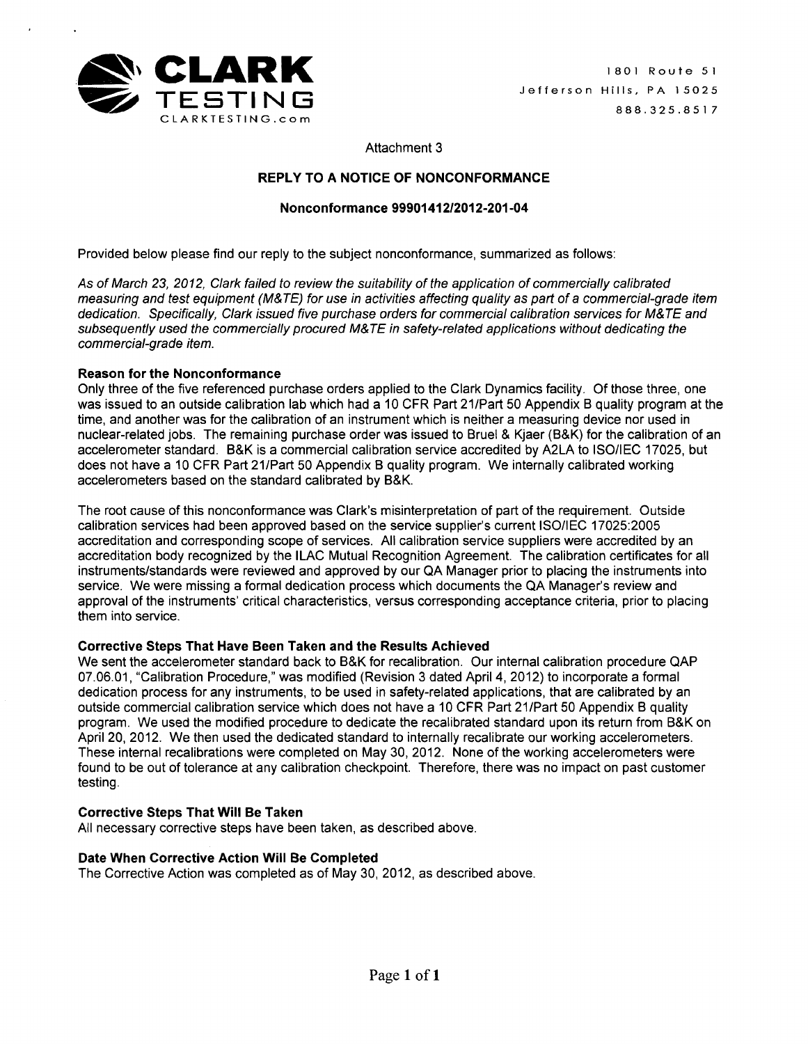**CLARK TESTING**
CLARKTESTING.com

1801 Route 51
Jefferson Hills, PA 15025
888.325.8517

Attachment 3

## REPLY TO A NOTICE OF NONCONFORMANCE

### Nonconformance 99901412/2012-201-04

Provided below please find our reply to the subject nonconformance, summarized as follows:

*As of March 23, 2012, Clark failed to review the suitability of the application of commercially calibrated measuring and test equipment (M&TE) for use in activities affecting quality as part of a commercial-grade item dedication. Specifically, Clark issued five purchase orders for commercial calibration services for M&TE and subsequently used the commercially procured M&TE in safety-related applications without dedicating the commercial-grade item.*

**Reason for the Nonconformance**

Only three of the five referenced purchase orders applied to the Clark Dynamics facility. Of those three, one was issued to an outside calibration lab which had a 10 CFR Part 21/Part 50 Appendix B quality program at the time, and another was for the calibration of an instrument which is neither a measuring device nor used in nuclear-related jobs. The remaining purchase order was issued to Bruel & Kjaer (B&K) for the calibration of an accelerometer standard. B&K is a commercial calibration service accredited by A2LA to ISO/IEC 17025, but does not have a 10 CFR Part 21/Part 50 Appendix B quality program. We internally calibrated working accelerometers based on the standard calibrated by B&K.

The root cause of this nonconformance was Clark's misinterpretation of part of the requirement. Outside calibration services had been approved based on the service supplier's current ISO/IEC 17025:2005 accreditation and corresponding scope of services. All calibration service suppliers were accredited by an accreditation body recognized by the ILAC Mutual Recognition Agreement. The calibration certificates for all instruments/standards were reviewed and approved by our QA Manager prior to placing the instruments into service. We were missing a formal dedication process which documents the QA Manager's review and approval of the instruments' critical characteristics, versus corresponding acceptance criteria, prior to placing them into service.

**Corrective Steps That Have Been Taken and the Results Achieved**

We sent the accelerometer standard back to B&K for recalibration. Our internal calibration procedure QAP 07.06.01, "Calibration Procedure," was modified (Revision 3 dated April 4, 2012) to incorporate a formal dedication process for any instruments, to be used in safety-related applications, that are calibrated by an outside commercial calibration service which does not have a 10 CFR Part 21/Part 50 Appendix B quality program. We used the modified procedure to dedicate the recalibrated standard upon its return from B&K on April 20, 2012. We then used the dedicated standard to internally recalibrate our working accelerometers. These internal recalibrations were completed on May 30, 2012. None of the working accelerometers were found to be out of tolerance at any calibration checkpoint. Therefore, there was no impact on past customer testing.

**Corrective Steps That Will Be Taken**

All necessary corrective steps have been taken, as described above.

**Date When Corrective Action Will Be Completed**

The Corrective Action was completed as of May 30, 2012, as described above.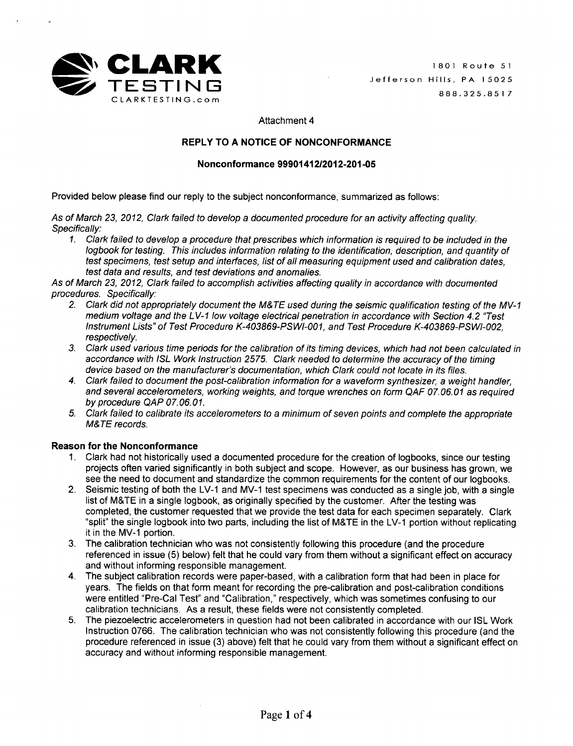CLARK TESTING
CLARKTESTING.com

1801 Route 51
Jefferson Hills, PA 15025
888.325.8517

Attachment 4

## REPLY TO A NOTICE OF NONCONFORMANCE

### Nonconformance 99901412/2012-201-05

Provided below please find our reply to the subject nonconformance, summarized as follows:

*As of March 23, 2012, Clark failed to develop a documented procedure for an activity affecting quality. Specifically:*

1. *Clark failed to develop a procedure that prescribes which information is required to be included in the logbook for testing. This includes information relating to the identification, description, and quantity of test specimens, test setup and interfaces, list of all measuring equipment used and calibration dates, test data and results, and test deviations and anomalies.*

*As of March 23, 2012, Clark failed to accomplish activities affecting quality in accordance with documented procedures. Specifically:*

2. *Clark did not appropriately document the M&TE used during the seismic qualification testing of the MV-1 medium voltage and the LV-1 low voltage electrical penetration in accordance with Section 4.2 "Test Instrument Lists" of Test Procedure K-403869-PSWI-001, and Test Procedure K-403869-PSWI-002, respectively.*
3. *Clark used various time periods for the calibration of its timing devices, which had not been calculated in accordance with ISL Work Instruction 2575. Clark needed to determine the accuracy of the timing device based on the manufacturer's documentation, which Clark could not locate in its files.*
4. *Clark failed to document the post-calibration information for a waveform synthesizer, a weight handler, and several accelerometers, working weights, and torque wrenches on form QAF 07.06.01 as required by procedure QAP 07.06.01.*
5. *Clark failed to calibrate its accelerometers to a minimum of seven points and complete the appropriate M&TE records.*

**Reason for the Nonconformance**

1. Clark had not historically used a documented procedure for the creation of logbooks, since our testing projects often varied significantly in both subject and scope. However, as our business has grown, we see the need to document and standardize the common requirements for the content of our logbooks.
2. Seismic testing of both the LV-1 and MV-1 test specimens was conducted as a single job, with a single list of M&TE in a single logbook, as originally specified by the customer. After the testing was completed, the customer requested that we provide the test data for each specimen separately. Clark "split" the single logbook into two parts, including the list of M&TE in the LV-1 portion without replicating it in the MV-1 portion.
3. The calibration technician who was not consistently following this procedure (and the procedure referenced in issue (5) below) felt that he could vary from them without a significant effect on accuracy and without informing responsible management.
4. The subject calibration records were paper-based, with a calibration form that had been in place for years. The fields on that form meant for recording the pre-calibration and post-calibration conditions were entitled "Pre-Cal Test" and "Calibration," respectively, which was sometimes confusing to our calibration technicians. As a result, these fields were not consistently completed.
5. The piezoelectric accelerometers in question had not been calibrated in accordance with our ISL Work Instruction 0766. The calibration technician who was not consistently following this procedure (and the procedure referenced in issue (3) above) felt that he could vary from them without a significant effect on accuracy and without informing responsible management.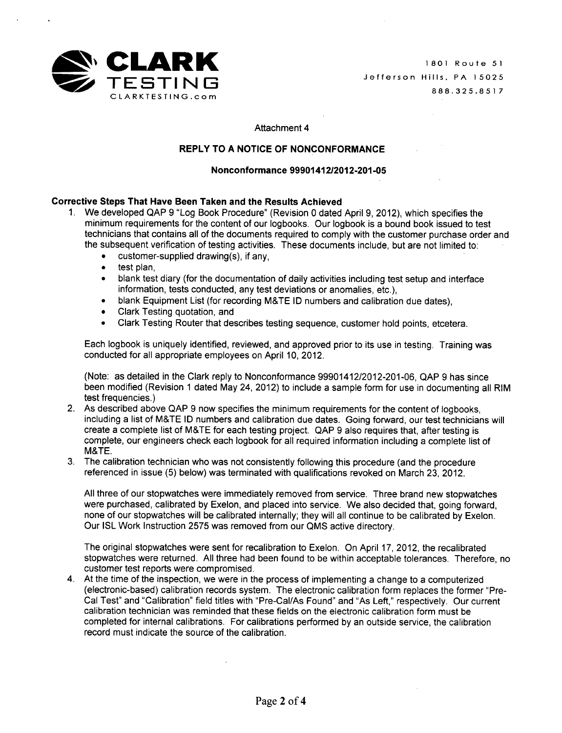**CLARK TESTING**
CLARKTESTING.com

1801 Route 51
Jefferson Hills, PA 15025
888.325.8517

Attachment 4

## REPLY TO A NOTICE OF NONCONFORMANCE

### Nonconformance 99901412/2012-201-05

**Corrective Steps That Have Been Taken and the Results Achieved**

1. We developed QAP 9 "Log Book Procedure" (Revision 0 dated April 9, 2012), which specifies the minimum requirements for the content of our logbooks. Our logbook is a bound book issued to test technicians that contains all of the documents required to comply with the customer purchase order and the subsequent verification of testing activities. These documents include, but are not limited to:
   - customer-supplied drawing(s), if any,
   - test plan,
   - blank test diary (for the documentation of daily activities including test setup and interface information, tests conducted, any test deviations or anomalies, etc.),
   - blank Equipment List (for recording M&TE ID numbers and calibration due dates),
   - Clark Testing quotation, and
   - Clark Testing Router that describes testing sequence, customer hold points, etcetera.

   Each logbook is uniquely identified, reviewed, and approved prior to its use in testing. Training was conducted for all appropriate employees on April 10, 2012.

   (Note: as detailed in the Clark reply to Nonconformance 99901412/2012-201-06, QAP 9 has since been modified (Revision 1 dated May 24, 2012) to include a sample form for use in documenting all RIM test frequencies.)

2. As described above QAP 9 now specifies the minimum requirements for the content of logbooks, including a list of M&TE ID numbers and calibration due dates. Going forward, our test technicians will create a complete list of M&TE for each testing project. QAP 9 also requires that, after testing is complete, our engineers check each logbook for all required information including a complete list of M&TE.

3. The calibration technician who was not consistently following this procedure (and the procedure referenced in issue (5) below) was terminated with qualifications revoked on March 23, 2012.

   All three of our stopwatches were immediately removed from service. Three brand new stopwatches were purchased, calibrated by Exelon, and placed into service. We also decided that, going forward, none of our stopwatches will be calibrated internally; they will all continue to be calibrated by Exelon. Our ISL Work Instruction 2575 was removed from our QMS active directory.

   The original stopwatches were sent for recalibration to Exelon. On April 17, 2012, the recalibrated stopwatches were returned. All three had been found to be within acceptable tolerances. Therefore, no customer test reports were compromised.

4. At the time of the inspection, we were in the process of implementing a change to a computerized (electronic-based) calibration records system. The electronic calibration form replaces the former "Pre-Cal Test" and "Calibration" field titles with "Pre-Cal/As Found" and "As Left," respectively. Our current calibration technician was reminded that these fields on the electronic calibration form must be completed for internal calibrations. For calibrations performed by an outside service, the calibration record must indicate the source of the calibration.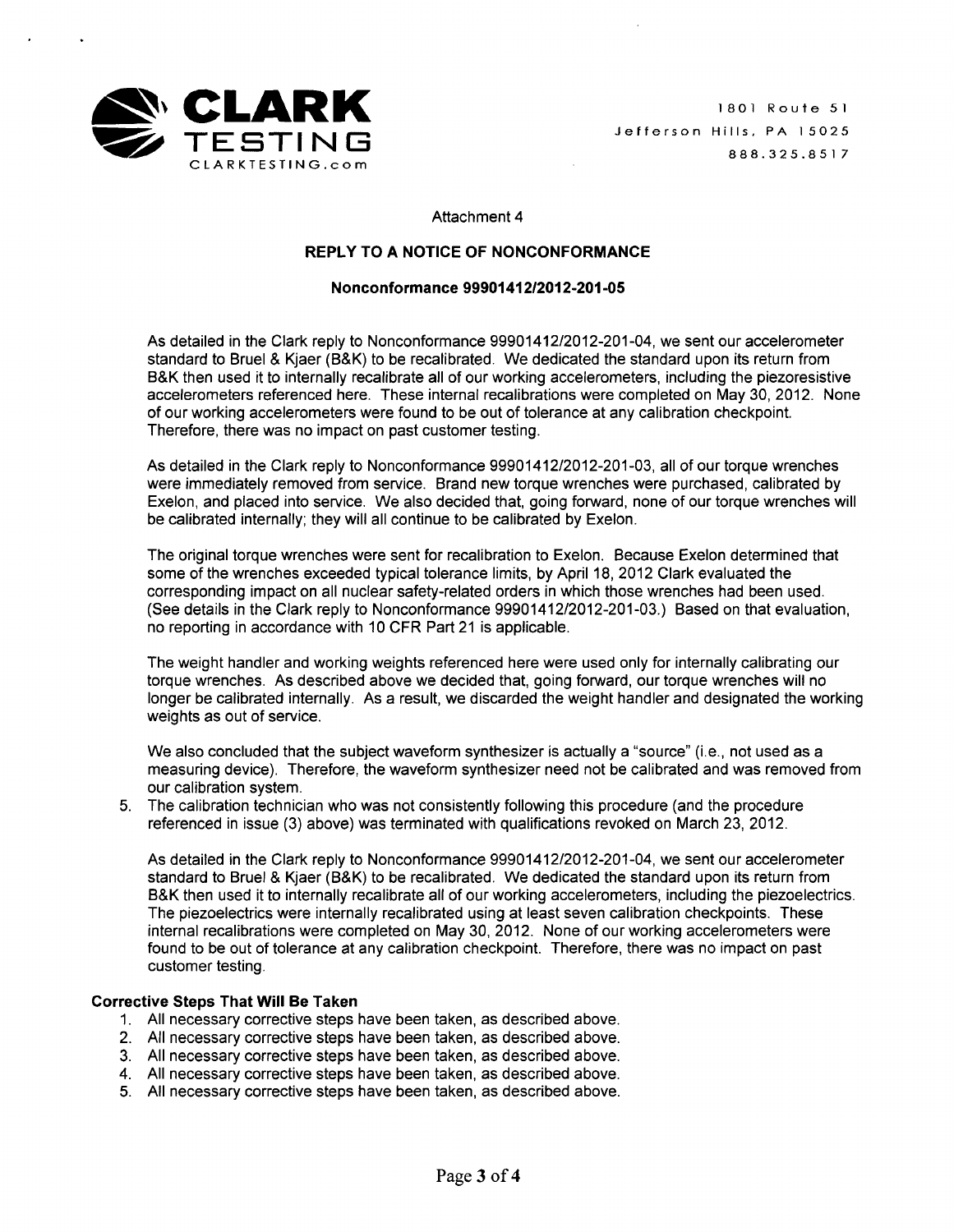**CLARK TESTING**
CLARKTESTING.com

1801 Route 51
Jefferson Hills, PA 15025
888.325.8517

Attachment 4

## REPLY TO A NOTICE OF NONCONFORMANCE

### Nonconformance 99901412/2012-201-05

As detailed in the Clark reply to Nonconformance 99901412/2012-201-04, we sent our accelerometer standard to Bruel & Kjaer (B&K) to be recalibrated. We dedicated the standard upon its return from B&K then used it to internally recalibrate all of our working accelerometers, including the piezoresistive accelerometers referenced here. These internal recalibrations were completed on May 30, 2012. None of our working accelerometers were found to be out of tolerance at any calibration checkpoint. Therefore, there was no impact on past customer testing.

As detailed in the Clark reply to Nonconformance 99901412/2012-201-03, all of our torque wrenches were immediately removed from service. Brand new torque wrenches were purchased, calibrated by Exelon, and placed into service. We also decided that, going forward, none of our torque wrenches will be calibrated internally; they will all continue to be calibrated by Exelon.

The original torque wrenches were sent for recalibration to Exelon. Because Exelon determined that some of the wrenches exceeded typical tolerance limits, by April 18, 2012 Clark evaluated the corresponding impact on all nuclear safety-related orders in which those wrenches had been used. (See details in the Clark reply to Nonconformance 99901412/2012-201-03.) Based on that evaluation, no reporting in accordance with 10 CFR Part 21 is applicable.

The weight handler and working weights referenced here were used only for internally calibrating our torque wrenches. As described above we decided that, going forward, our torque wrenches will no longer be calibrated internally. As a result, we discarded the weight handler and designated the working weights as out of service.

We also concluded that the subject waveform synthesizer is actually a "source" (i.e., not used as a measuring device). Therefore, the waveform synthesizer need not be calibrated and was removed from our calibration system.

5. The calibration technician who was not consistently following this procedure (and the procedure referenced in issue (3) above) was terminated with qualifications revoked on March 23, 2012.

   As detailed in the Clark reply to Nonconformance 99901412/2012-201-04, we sent our accelerometer standard to Bruel & Kjaer (B&K) to be recalibrated. We dedicated the standard upon its return from B&K then used it to internally recalibrate all of our working accelerometers, including the piezoelectrics. The piezoelectrics were internally recalibrated using at least seven calibration checkpoints. These internal recalibrations were completed on May 30, 2012. None of our working accelerometers were found to be out of tolerance at any calibration checkpoint. Therefore, there was no impact on past customer testing.

**Corrective Steps That Will Be Taken**

1. All necessary corrective steps have been taken, as described above.
2. All necessary corrective steps have been taken, as described above.
3. All necessary corrective steps have been taken, as described above.
4. All necessary corrective steps have been taken, as described above.
5. All necessary corrective steps have been taken, as described above.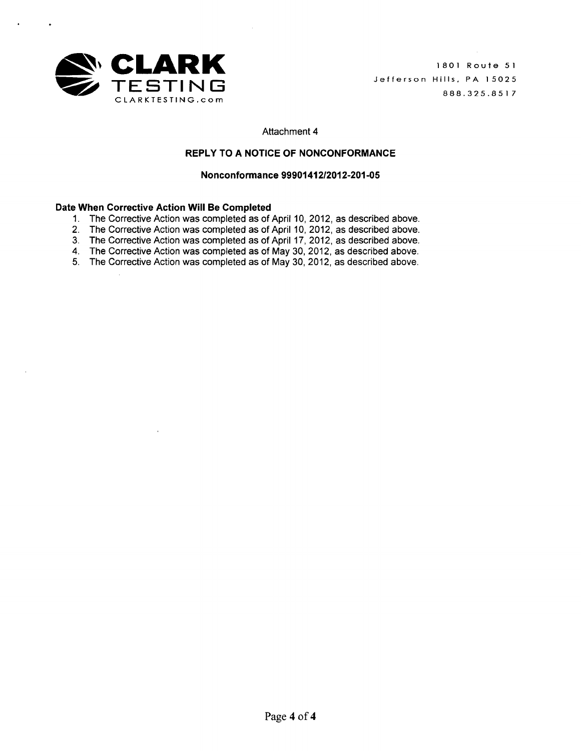**CLARK TESTING**
CLARKTESTING.com

1801 Route 51
Jefferson Hills, PA 15025
888.325.8517

Attachment 4

## REPLY TO A NOTICE OF NONCONFORMANCE

### Nonconformance 99901412/2012-201-05

**Date When Corrective Action Will Be Completed**

1. The Corrective Action was completed as of April 10, 2012, as described above.
2. The Corrective Action was completed as of April 10, 2012, as described above.
3. The Corrective Action was completed as of April 17, 2012, as described above.
4. The Corrective Action was completed as of May 30, 2012, as described above.
5. The Corrective Action was completed as of May 30, 2012, as described above.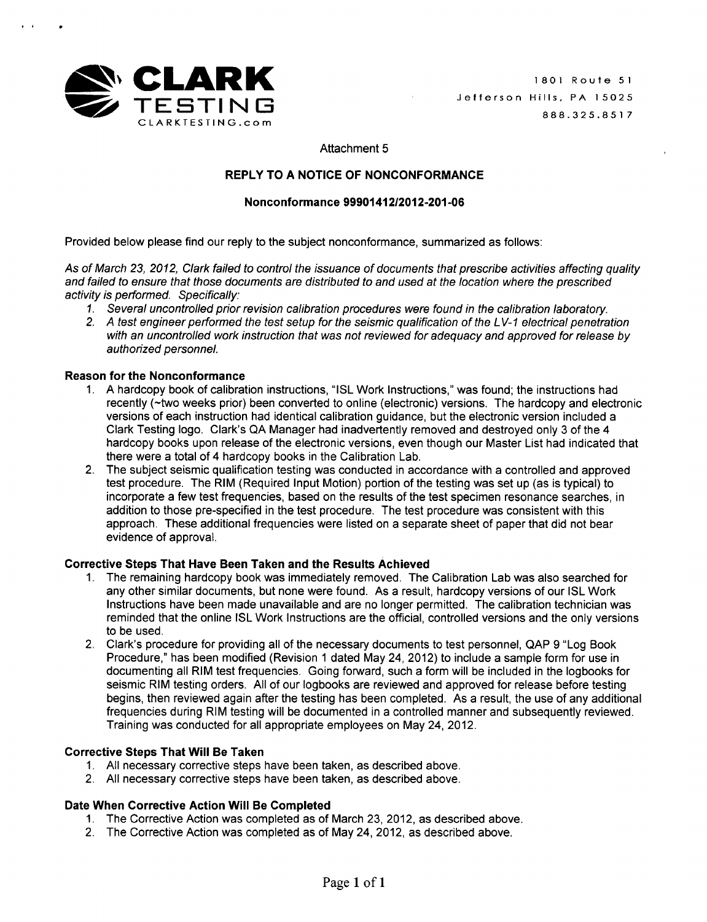**CLARK TESTING**
CLARKTESTING.com

1801 Route 51
Jefferson Hills, PA 15025
888.325.8517

Attachment 5

## REPLY TO A NOTICE OF NONCONFORMANCE

### Nonconformance 99901412/2012-201-06

Provided below please find our reply to the subject nonconformance, summarized as follows:

*As of March 23, 2012, Clark failed to control the issuance of documents that prescribe activities affecting quality and failed to ensure that those documents are distributed to and used at the location where the prescribed activity is performed. Specifically:*

1. *Several uncontrolled prior revision calibration procedures were found in the calibration laboratory.*
2. *A test engineer performed the test setup for the seismic qualification of the LV-1 electrical penetration with an uncontrolled work instruction that was not reviewed for adequacy and approved for release by authorized personnel.*

**Reason for the Nonconformance**

1. A hardcopy book of calibration instructions, "ISL Work Instructions," was found; the instructions had recently (~two weeks prior) been converted to online (electronic) versions. The hardcopy and electronic versions of each instruction had identical calibration guidance, but the electronic version included a Clark Testing logo. Clark's QA Manager had inadvertently removed and destroyed only 3 of the 4 hardcopy books upon release of the electronic versions, even though our Master List had indicated that there were a total of 4 hardcopy books in the Calibration Lab.
2. The subject seismic qualification testing was conducted in accordance with a controlled and approved test procedure. The RIM (Required Input Motion) portion of the testing was set up (as is typical) to incorporate a few test frequencies, based on the results of the test specimen resonance searches, in addition to those pre-specified in the test procedure. The test procedure was consistent with this approach. These additional frequencies were listed on a separate sheet of paper that did not bear evidence of approval.

**Corrective Steps That Have Been Taken and the Results Achieved**

1. The remaining hardcopy book was immediately removed. The Calibration Lab was also searched for any other similar documents, but none were found. As a result, hardcopy versions of our ISL Work Instructions have been made unavailable and are no longer permitted. The calibration technician was reminded that the online ISL Work Instructions are the official, controlled versions and the only versions to be used.
2. Clark's procedure for providing all of the necessary documents to test personnel, QAP 9 "Log Book Procedure," has been modified (Revision 1 dated May 24, 2012) to include a sample form for use in documenting all RIM test frequencies. Going forward, such a form will be included in the logbooks for seismic RIM testing orders. All of our logbooks are reviewed and approved for release before testing begins, then reviewed again after the testing has been completed. As a result, the use of any additional frequencies during RIM testing will be documented in a controlled manner and subsequently reviewed. Training was conducted for all appropriate employees on May 24, 2012.

**Corrective Steps That Will Be Taken**

1. All necessary corrective steps have been taken, as described above.
2. All necessary corrective steps have been taken, as described above.

**Date When Corrective Action Will Be Completed**

1. The Corrective Action was completed as of March 23, 2012, as described above.
2. The Corrective Action was completed as of May 24, 2012, as described above.